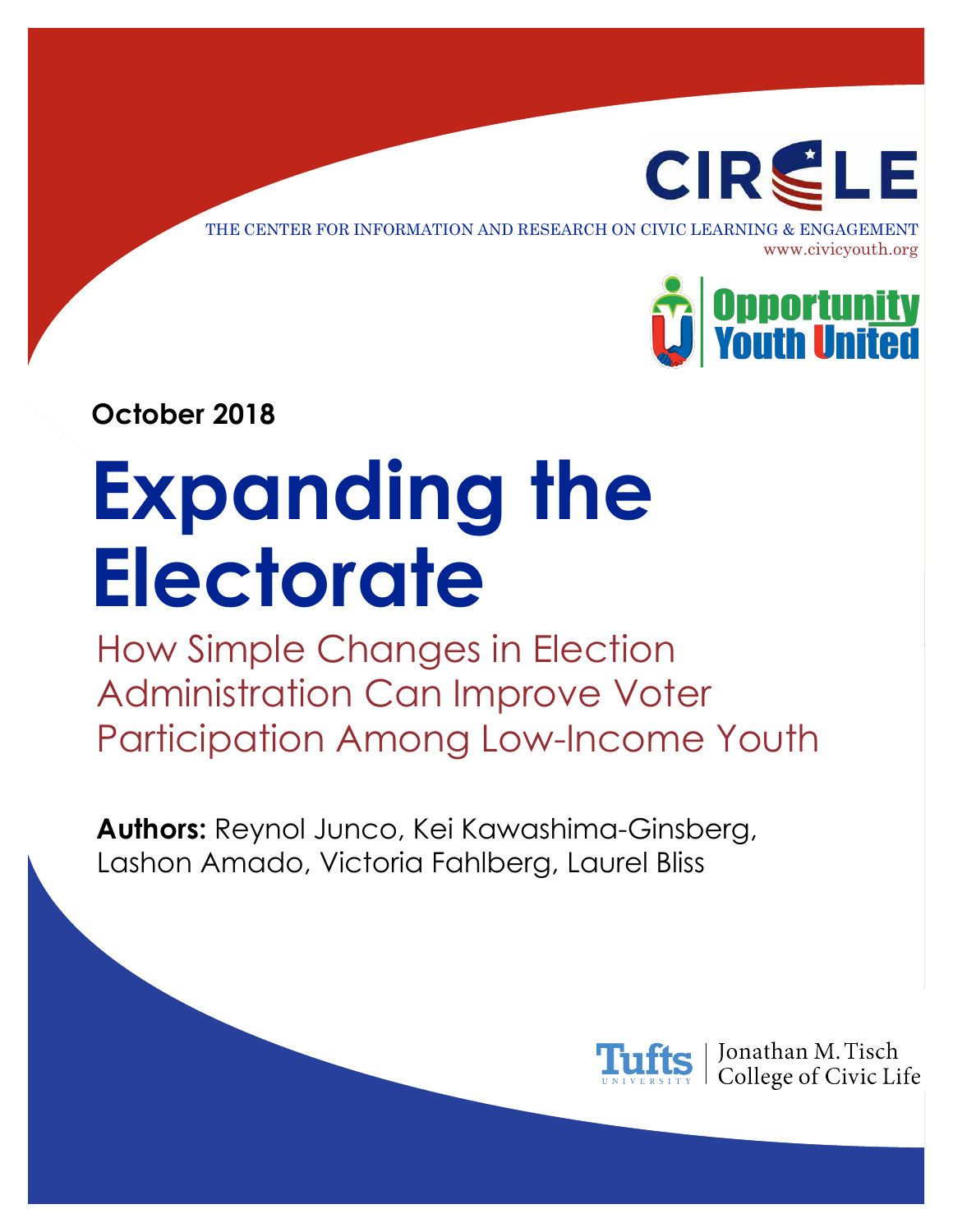CIRCLE

THE CENTER FOR INFORMATION AND RESEARCH ON CIVIC LEARNING & ENGAGEMENT
www.civicyouth.org

Opportunity Youth United

**October 2018**

# Expanding the Electorate

## How Simple Changes in Election Administration Can Improve Voter Participation Among Low-Income Youth

**Authors:** Reynol Junco, Kei Kawashima-Ginsberg, Lashon Amado, Victoria Fahlberg, Laurel Bliss

Tufts University | Jonathan M. Tisch College of Civic Life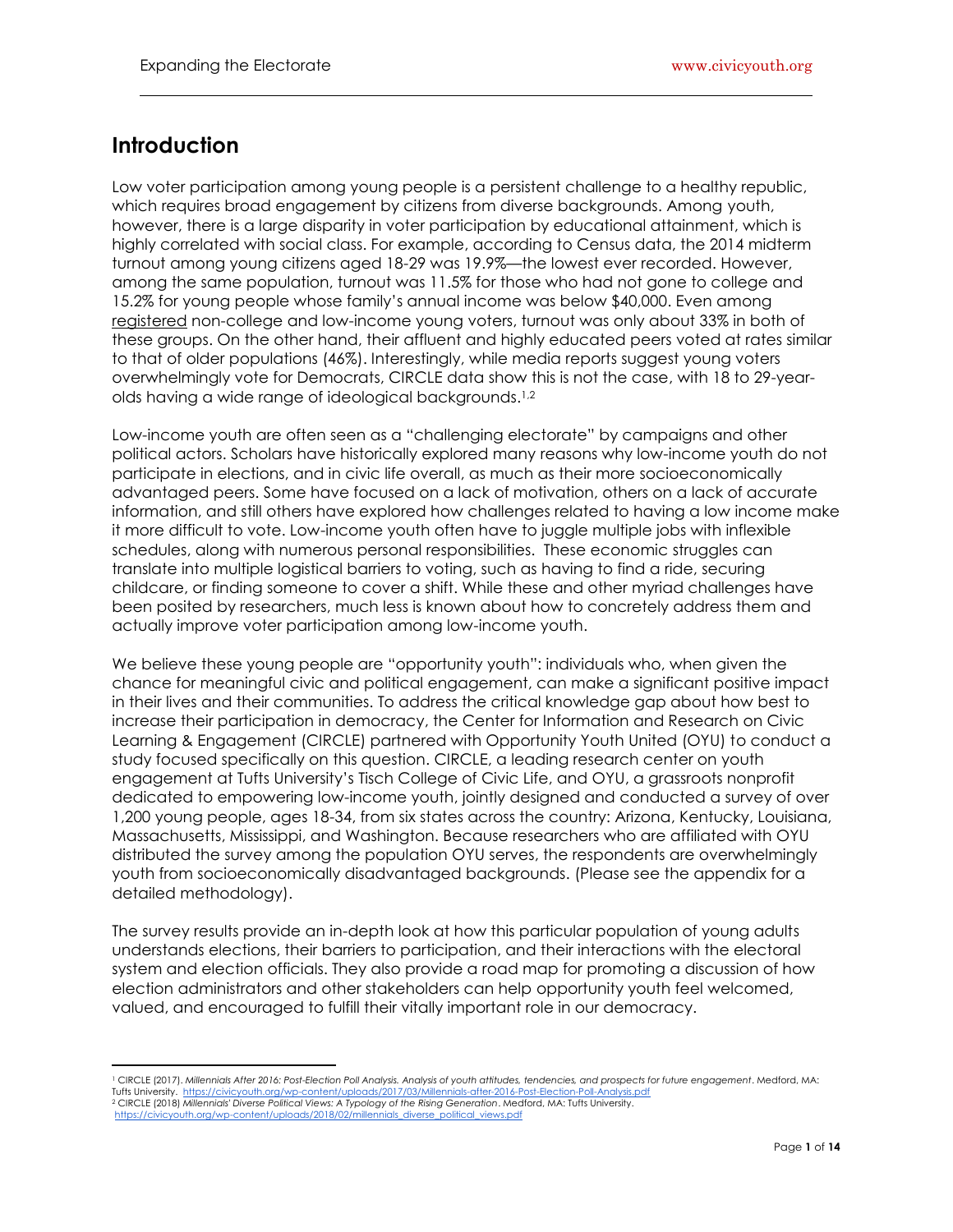## Introduction

Low voter participation among young people is a persistent challenge to a healthy republic, which requires broad engagement by citizens from diverse backgrounds. Among youth, however, there is a large disparity in voter participation by educational attainment, which is highly correlated with social class. For example, according to Census data, the 2014 midterm turnout among young citizens aged 18-29 was 19.9%—the lowest ever recorded. However, among the same population, turnout was 11.5% for those who had not gone to college and 15.2% for young people whose family's annual income was below $40,000. Even among registered non-college and low-income young voters, turnout was only about 33% in both of these groups. On the other hand, their affluent and highly educated peers voted at rates similar to that of older populations (46%). Interestingly, while media reports suggest young voters overwhelmingly vote for Democrats, CIRCLE data show this is not the case, with 18 to 29-year-olds having a wide range of ideological backgrounds.[1,2]

Low-income youth are often seen as a "challenging electorate" by campaigns and other political actors. Scholars have historically explored many reasons why low-income youth do not participate in elections, and in civic life overall, as much as their more socioeconomically advantaged peers. Some have focused on a lack of motivation, others on a lack of accurate information, and still others have explored how challenges related to having a low income make it more difficult to vote. Low-income youth often have to juggle multiple jobs with inflexible schedules, along with numerous personal responsibilities. These economic struggles can translate into multiple logistical barriers to voting, such as having to find a ride, securing childcare, or finding someone to cover a shift. While these and other myriad challenges have been posited by researchers, much less is known about how to concretely address them and actually improve voter participation among low-income youth.

We believe these young people are "opportunity youth": individuals who, when given the chance for meaningful civic and political engagement, can make a significant positive impact in their lives and their communities. To address the critical knowledge gap about how best to increase their participation in democracy, the Center for Information and Research on Civic Learning & Engagement (CIRCLE) partnered with Opportunity Youth United (OYU) to conduct a study focused specifically on this question. CIRCLE, a leading research center on youth engagement at Tufts University's Tisch College of Civic Life, and OYU, a grassroots nonprofit dedicated to empowering low-income youth, jointly designed and conducted a survey of over 1,200 young people, ages 18-34, from six states across the country: Arizona, Kentucky, Louisiana, Massachusetts, Mississippi, and Washington. Because researchers who are affiliated with OYU distributed the survey among the population OYU serves, the respondents are overwhelmingly youth from socioeconomically disadvantaged backgrounds. (Please see the appendix for a detailed methodology).

The survey results provide an in-depth look at how this particular population of young adults understands elections, their barriers to participation, and their interactions with the electoral system and election officials. They also provide a road map for promoting a discussion of how election administrators and other stakeholders can help opportunity youth feel welcomed, valued, and encouraged to fulfill their vitally important role in our democracy.

---

[1] CIRCLE (2017). *Millennials After 2016: Post-Election Poll Analysis. Analysis of youth attitudes, tendencies, and prospects for future engagement*. Medford, MA: Tufts University. https://civicyouth.org/wp-content/uploads/2017/03/Millennials-after-2016-Post-Election-Poll-Analysis.pdf

[2] CIRCLE (2018) *Millennials' Diverse Political Views: A Typology of the Rising Generation*. Medford, MA: Tufts University. https://civicyouth.org/wp-content/uploads/2018/02/millennials_diverse_political_views.pdf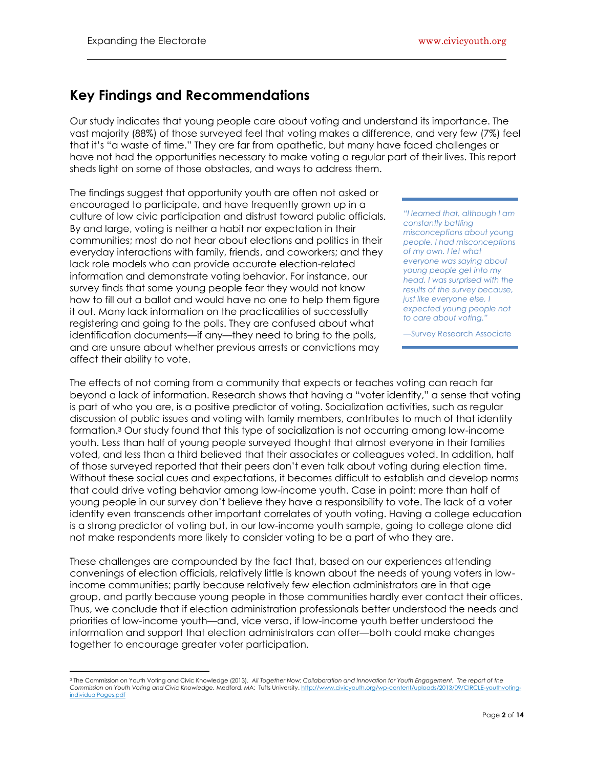## Key Findings and Recommendations

Our study indicates that young people care about voting and understand its importance. The vast majority (88%) of those surveyed feel that voting makes a difference, and very few (7%) feel that it's "a waste of time." They are far from apathetic, but many have faced challenges or have not had the opportunities necessary to make voting a regular part of their lives. This report sheds light on some of those obstacles, and ways to address them.

The findings suggest that opportunity youth are often not asked or encouraged to participate, and have frequently grown up in a culture of low civic participation and distrust toward public officials. By and large, voting is neither a habit nor expectation in their communities; most do not hear about elections and politics in their everyday interactions with family, friends, and coworkers; and they lack role models who can provide accurate election-related information and demonstrate voting behavior. For instance, our survey finds that some young people fear they would not know how to fill out a ballot and would have no one to help them figure it out. Many lack information on the practicalities of successfully registering and going to the polls. They are confused about what identification documents—if any—they need to bring to the polls, and are unsure about whether previous arrests or convictions may affect their ability to vote.

> *"I learned that, although I am constantly battling misconceptions about young people, I had misconceptions of my own. I let what everyone was saying about young people get into my head. I was surprised with the results of the survey because, just like everyone else, I expected young people not to care about voting."*
>
> —Survey Research Associate

The effects of not coming from a community that expects or teaches voting can reach far beyond a lack of information. Research shows that having a "voter identity," a sense that voting is part of who you are, is a positive predictor of voting. Socialization activities, such as regular discussion of public issues and voting with family members, contributes to much of that identity formation.[3] Our study found that this type of socialization is not occurring among low-income youth. Less than half of young people surveyed thought that almost everyone in their families voted, and less than a third believed that their associates or colleagues voted. In addition, half of those surveyed reported that their peers don't even talk about voting during election time. Without these social cues and expectations, it becomes difficult to establish and develop norms that could drive voting behavior among low-income youth. Case in point: more than half of young people in our survey don't believe they have a responsibility to vote. The lack of a voter identity even transcends other important correlates of youth voting. Having a college education is a strong predictor of voting but, in our low-income youth sample, going to college alone did not make respondents more likely to consider voting to be a part of who they are.

These challenges are compounded by the fact that, based on our experiences attending convenings of election officials, relatively little is known about the needs of young voters in low-income communities; partly because relatively few election administrators are in that age group, and partly because young people in those communities hardly ever contact their offices. Thus, we conclude that if election administration professionals better understood the needs and priorities of low-income youth—and, vice versa, if low-income youth better understood the information and support that election administrators can offer—both could make changes together to encourage greater voter participation.

---

[3] The Commission on Youth Voting and Civic Knowledge (2013). *All Together Now: Collaboration and Innovation for Youth Engagement. The report of the Commission on Youth Voting and Civic Knowledge.* Medford, MA: Tufts University. http://www.civicyouth.org/wp-content/uploads/2013/09/CIRCLE-youthvoting-individualPages.pdf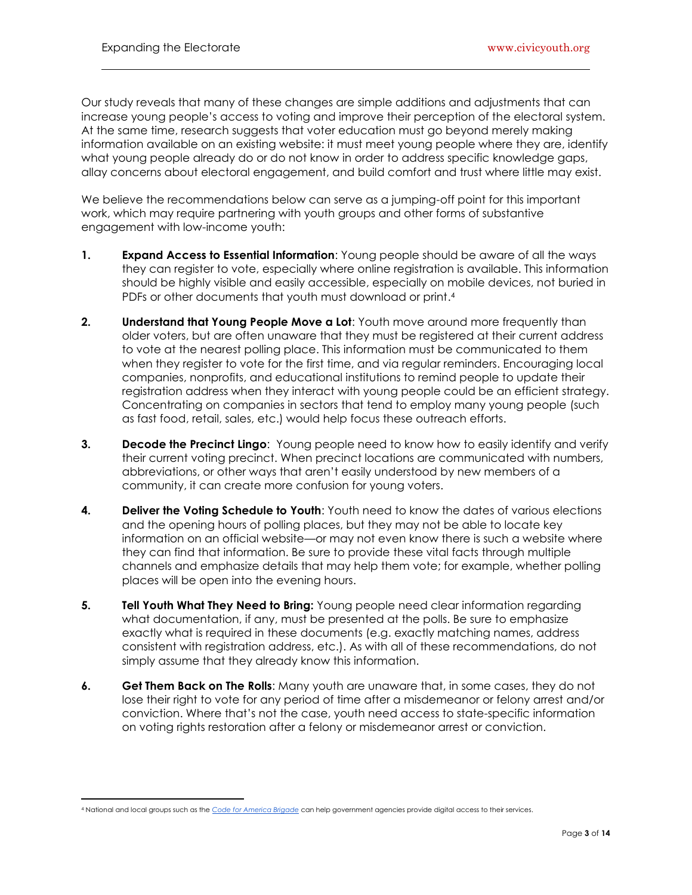Our study reveals that many of these changes are simple additions and adjustments that can increase young people's access to voting and improve their perception of the electoral system. At the same time, research suggests that voter education must go beyond merely making information available on an existing website: it must meet young people where they are, identify what young people already do or do not know in order to address specific knowledge gaps, allay concerns about electoral engagement, and build comfort and trust where little may exist.

We believe the recommendations below can serve as a jumping-off point for this important work, which may require partnering with youth groups and other forms of substantive engagement with low-income youth:

1. **Expand Access to Essential Information**: Young people should be aware of all the ways they can register to vote, especially where online registration is available. This information should be highly visible and easily accessible, especially on mobile devices, not buried in PDFs or other documents that youth must download or print.[4]

2. **Understand that Young People Move a Lot**: Youth move around more frequently than older voters, but are often unaware that they must be registered at their current address to vote at the nearest polling place. This information must be communicated to them when they register to vote for the first time, and via regular reminders. Encouraging local companies, nonprofits, and educational institutions to remind people to update their registration address when they interact with young people could be an efficient strategy. Concentrating on companies in sectors that tend to employ many young people (such as fast food, retail, sales, etc.) would help focus these outreach efforts.

3. **Decode the Precinct Lingo**: Young people need to know how to easily identify and verify their current voting precinct. When precinct locations are communicated with numbers, abbreviations, or other ways that aren't easily understood by new members of a community, it can create more confusion for young voters.

4. **Deliver the Voting Schedule to Youth**: Youth need to know the dates of various elections and the opening hours of polling places, but they may not be able to locate key information on an official website—or may not even know there is such a website where they can find that information. Be sure to provide these vital facts through multiple channels and emphasize details that may help them vote; for example, whether polling places will be open into the evening hours.

5. **Tell Youth What They Need to Bring:** Young people need clear information regarding what documentation, if any, must be presented at the polls. Be sure to emphasize exactly what is required in these documents (e.g. exactly matching names, address consistent with registration address, etc.). As with all of these recommendations, do not simply assume that they already know this information.

6. **Get Them Back on The Rolls**: Many youth are unaware that, in some cases, they do not lose their right to vote for any period of time after a misdemeanor or felony arrest and/or conviction. Where that's not the case, youth need access to state-specific information on voting rights restoration after a felony or misdemeanor arrest or conviction.

---

[4] National and local groups such as the *Code for America Brigade* can help government agencies provide digital access to their services.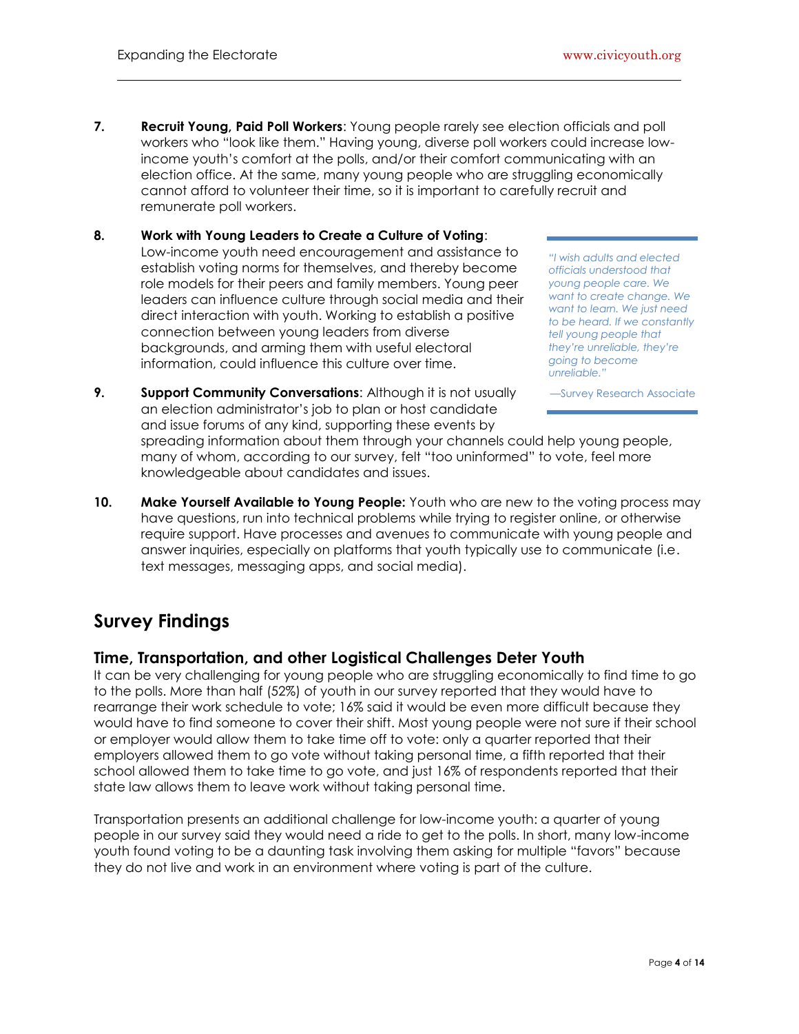7. **Recruit Young, Paid Poll Workers**: Young people rarely see election officials and poll workers who "look like them." Having young, diverse poll workers could increase low-income youth's comfort at the polls, and/or their comfort communicating with an election office. At the same, many young people who are struggling economically cannot afford to volunteer their time, so it is important to carefully recruit and remunerate poll workers.

8. **Work with Young Leaders to Create a Culture of Voting**: Low-income youth need encouragement and assistance to establish voting norms for themselves, and thereby become role models for their peers and family members. Young peer leaders can influence culture through social media and their direct interaction with youth. Working to establish a positive connection between young leaders from diverse backgrounds, and arming them with useful electoral information, could influence this culture over time.

9. **Support Community Conversations**: Although it is not usually an election administrator's job to plan or host candidate and issue forums of any kind, supporting these events by spreading information about them through your channels could help young people, many of whom, according to our survey, felt "too uninformed" to vote, feel more knowledgeable about candidates and issues.

10. **Make Yourself Available to Young People:** Youth who are new to the voting process may have questions, run into technical problems while trying to register online, or otherwise require support. Have processes and avenues to communicate with young people and answer inquiries, especially on platforms that youth typically use to communicate (i.e. text messages, messaging apps, and social media).

> *"I wish adults and elected officials understood that young people care. We want to create change. We want to learn. We just need to be heard. If we constantly tell young people that they're unreliable, they're going to become unreliable."*
>
> —Survey Research Associate

## Survey Findings

### Time, Transportation, and other Logistical Challenges Deter Youth

It can be very challenging for young people who are struggling economically to find time to go to the polls. More than half (52%) of youth in our survey reported that they would have to rearrange their work schedule to vote; 16% said it would be even more difficult because they would have to find someone to cover their shift. Most young people were not sure if their school or employer would allow them to take time off to vote: only a quarter reported that their employers allowed them to go vote without taking personal time, a fifth reported that their school allowed them to take time to go vote, and just 16% of respondents reported that their state law allows them to leave work without taking personal time.

Transportation presents an additional challenge for low-income youth: a quarter of young people in our survey said they would need a ride to get to the polls. In short, many low-income youth found voting to be a daunting task involving them asking for multiple "favors" because they do not live and work in an environment where voting is part of the culture.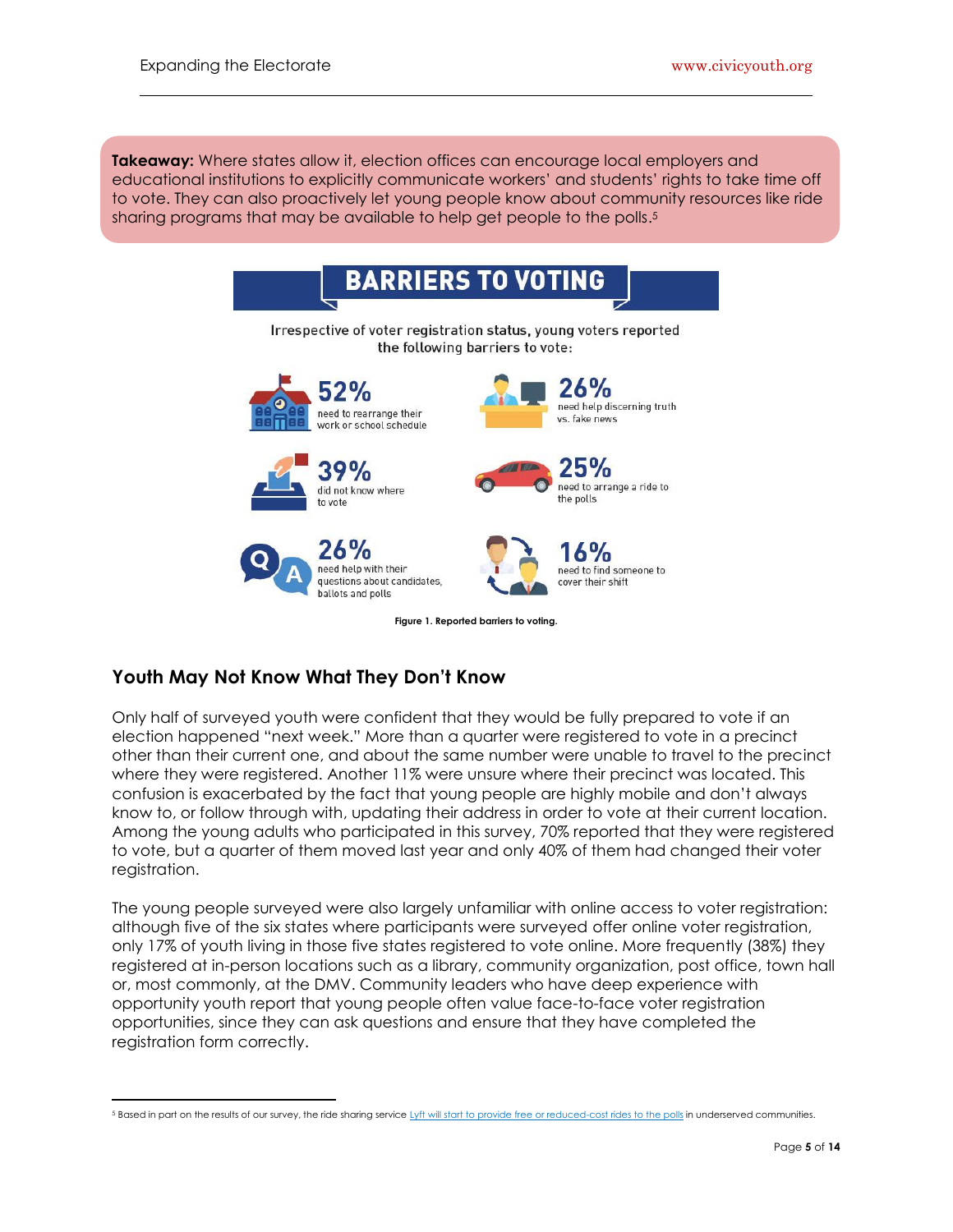**Takeaway:** Where states allow it, election offices can encourage local employers and educational institutions to explicitly communicate workers' and students' rights to take time off to vote. They can also proactively let young people know about community resources like ride sharing programs that may be available to help get people to the polls.[5]

## BARRIERS TO VOTING

Irrespective of voter registration status, young voters reported the following barriers to vote:

- **52%** need to rearrange their work or school schedule
- **26%** need help discerning truth vs. fake news
- **39%** did not know where to vote
- **25%** need to arrange a ride to the polls
- **26%** need help with their questions about candidates, ballots and polls
- **16%** need to find someone to cover their shift

**Figure 1. Reported barriers to voting.**

## Youth May Not Know What They Don't Know

Only half of surveyed youth were confident that they would be fully prepared to vote if an election happened "next week." More than a quarter were registered to vote in a precinct other than their current one, and about the same number were unable to travel to the precinct where they were registered. Another 11% were unsure where their precinct was located. This confusion is exacerbated by the fact that young people are highly mobile and don't always know to, or follow through with, updating their address in order to vote at their current location. Among the young adults who participated in this survey, 70% reported that they were registered to vote, but a quarter of them moved last year and only 40% of them had changed their voter registration.

The young people surveyed were also largely unfamiliar with online access to voter registration: although five of the six states where participants were surveyed offer online voter registration, only 17% of youth living in those five states registered to vote online. More frequently (38%) they registered at in-person locations such as a library, community organization, post office, town hall or, most commonly, at the DMV. Community leaders who have deep experience with opportunity youth report that young people often value face-to-face voter registration opportunities, since they can ask questions and ensure that they have completed the registration form correctly.

---

[5] Based in part on the results of our survey, the ride sharing service Lyft will start to provide free or reduced-cost rides to the polls in underserved communities.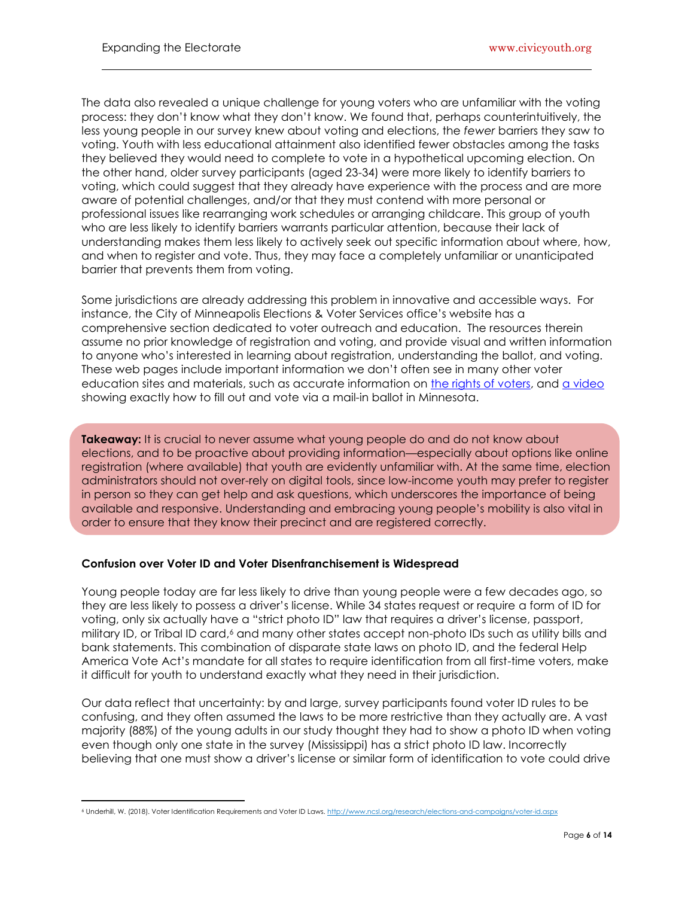The data also revealed a unique challenge for young voters who are unfamiliar with the voting process: they don't know what they don't know. We found that, perhaps counterintuitively, the less young people in our survey knew about voting and elections, the *fewer* barriers they saw to voting. Youth with less educational attainment also identified fewer obstacles among the tasks they believed they would need to complete to vote in a hypothetical upcoming election. On the other hand, older survey participants (aged 23-34) were more likely to identify barriers to voting, which could suggest that they already have experience with the process and are more aware of potential challenges, and/or that they must contend with more personal or professional issues like rearranging work schedules or arranging childcare. This group of youth who are less likely to identify barriers warrants particular attention, because their lack of understanding makes them less likely to actively seek out specific information about where, how, and when to register and vote. Thus, they may face a completely unfamiliar or unanticipated barrier that prevents them from voting.

Some jurisdictions are already addressing this problem in innovative and accessible ways. For instance, the City of Minneapolis Elections & Voter Services office's website has a comprehensive section dedicated to voter outreach and education. The resources therein assume no prior knowledge of registration and voting, and provide visual and written information to anyone who's interested in learning about registration, understanding the ballot, and voting. These web pages include important information we don't often see in many other voter education sites and materials, such as accurate information on the rights of voters, and a video showing exactly how to fill out and vote via a mail-in ballot in Minnesota.

**Takeaway:** It is crucial to never assume what young people do and do not know about elections, and to be proactive about providing information—especially about options like online registration (where available) that youth are evidently unfamiliar with. At the same time, election administrators should not over-rely on digital tools, since low-income youth may prefer to register in person so they can get help and ask questions, which underscores the importance of being available and responsive. Understanding and embracing young people's mobility is also vital in order to ensure that they know their precinct and are registered correctly.

**Confusion over Voter ID and Voter Disenfranchisement is Widespread**

Young people today are far less likely to drive than young people were a few decades ago, so they are less likely to possess a driver's license. While 34 states request or require a form of ID for voting, only six actually have a "strict photo ID" law that requires a driver's license, passport, military ID, or Tribal ID card,[6] and many other states accept non-photo IDs such as utility bills and bank statements. This combination of disparate state laws on photo ID, and the federal Help America Vote Act's mandate for all states to require identification from all first-time voters, make it difficult for youth to understand exactly what they need in their jurisdiction.

Our data reflect that uncertainty: by and large, survey participants found voter ID rules to be confusing, and they often assumed the laws to be more restrictive than they actually are. A vast majority (88%) of the young adults in our study thought they had to show a photo ID when voting even though only one state in the survey (Mississippi) has a strict photo ID law. Incorrectly believing that one must show a driver's license or similar form of identification to vote could drive

[6] Underhill, W. (2018). Voter Identification Requirements and Voter ID Laws. http://www.ncsl.org/research/elections-and-campaigns/voter-id.aspx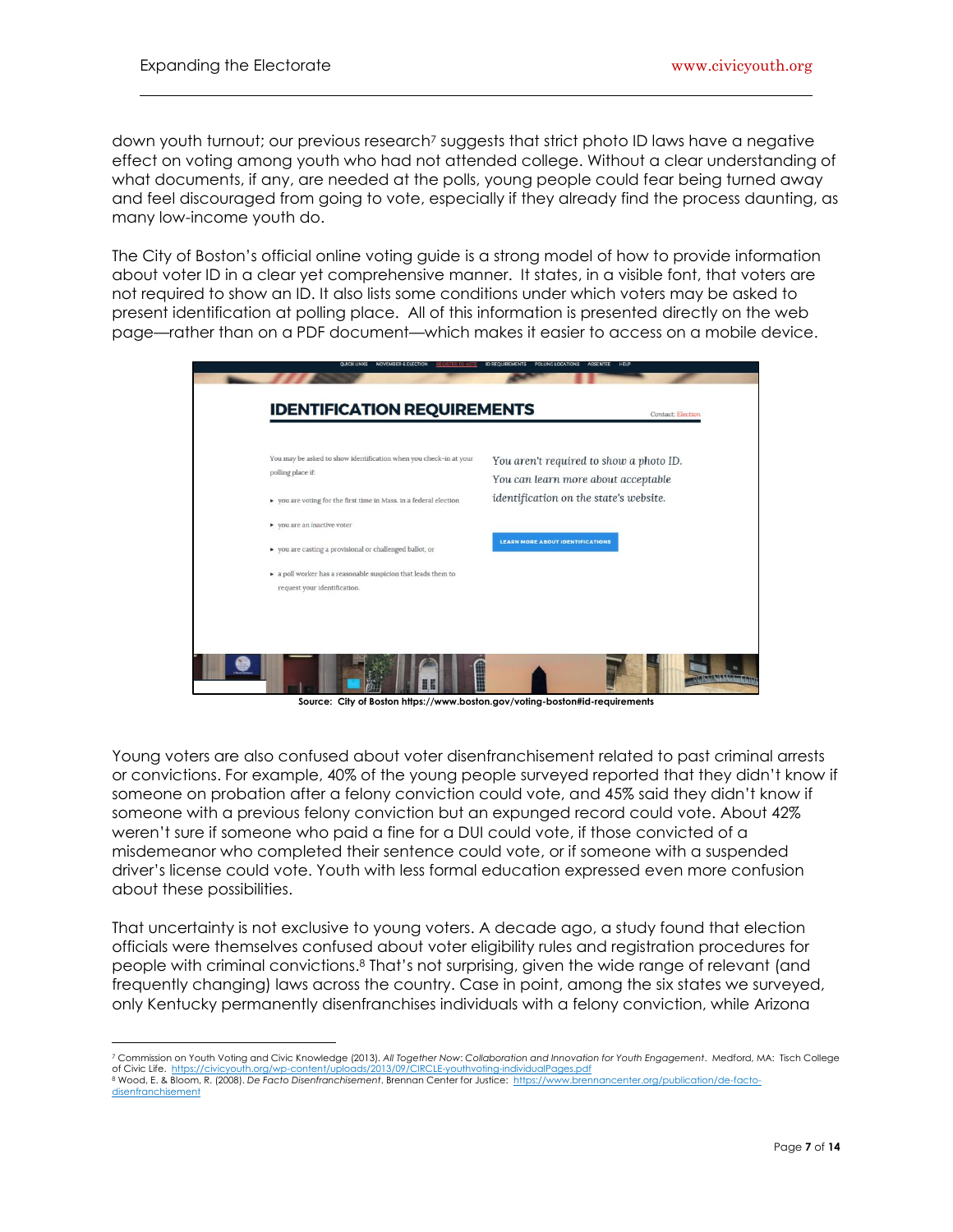down youth turnout; our previous research[7] suggests that strict photo ID laws have a negative effect on voting among youth who had not attended college. Without a clear understanding of what documents, if any, are needed at the polls, young people could fear being turned away and feel discouraged from going to vote, especially if they already find the process daunting, as many low-income youth do.

The City of Boston's official online voting guide is a strong model of how to provide information about voter ID in a clear yet comprehensive manner. It states, in a visible font, that voters are not required to show an ID. It also lists some conditions under which voters may be asked to present identification at polling place. All of this information is presented directly on the web page—rather than on a PDF document—which makes it easier to access on a mobile device.

**Source: City of Boston https://www.boston.gov/voting-boston#id-requirements**

Young voters are also confused about voter disenfranchisement related to past criminal arrests or convictions. For example, 40% of the young people surveyed reported that they didn't know if someone on probation after a felony conviction could vote, and 45% said they didn't know if someone with a previous felony conviction but an expunged record could vote. About 42% weren't sure if someone who paid a fine for a DUI could vote, if those convicted of a misdemeanor who completed their sentence could vote, or if someone with a suspended driver's license could vote. Youth with less formal education expressed even more confusion about these possibilities.

That uncertainty is not exclusive to young voters. A decade ago, a study found that election officials were themselves confused about voter eligibility rules and registration procedures for people with criminal convictions.[8] That's not surprising, given the wide range of relevant (and frequently changing) laws across the country. Case in point, among the six states we surveyed, only Kentucky permanently disenfranchises individuals with a felony conviction, while Arizona

---

[7] Commission on Youth Voting and Civic Knowledge (2013). *All Together Now: Collaboration and Innovation for Youth Engagement*. Medford, MA: Tisch College of Civic Life. https://civicyouth.org/wp-content/uploads/2013/09/CIRCLE-youthvoting-individualPages.pdf

[8] Wood, E. & Bloom, R. (2008). *De Facto Disenfranchisement*. Brennan Center for Justice: https://www.brennancenter.org/publication/de-facto-disenfranchisement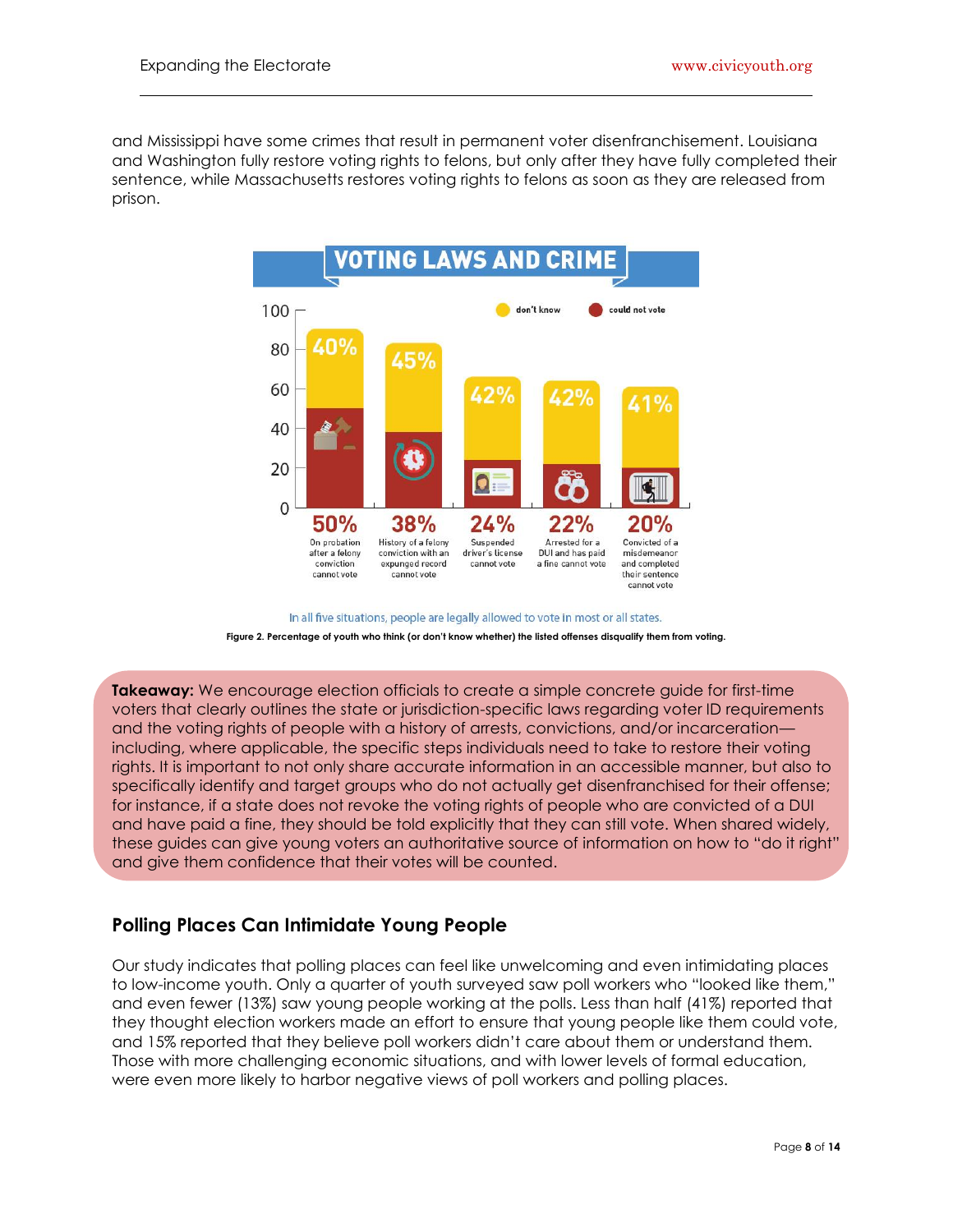and Mississippi have some crimes that result in permanent voter disenfranchisement. Louisiana and Washington fully restore voting rights to felons, but only after they have fully completed their sentence, while Massachusetts restores voting rights to felons as soon as they are released from prison.

**VOTING LAWS AND CRIME**

| Situation | could not vote | don't know |
| --- | --- | --- |
| On probation after a felony conviction cannot vote | 50% | 40% |
| History of a felony conviction with an expunged record cannot vote | 38% | 45% |
| Suspended driver's license cannot vote | 24% | 42% |
| Arrested for a DUI and has paid a fine cannot vote | 22% | 42% |
| Convicted of a misdemeanor and completed their sentence cannot vote | 20% | 41% |

In all five situations, people are legally allowed to vote in most or all states.

**Figure 2. Percentage of youth who think (or don't know whether) the listed offenses disqualify them from voting.**

**Takeaway:** We encourage election officials to create a simple concrete guide for first-time voters that clearly outlines the state or jurisdiction-specific laws regarding voter ID requirements and the voting rights of people with a history of arrests, convictions, and/or incarceration—including, where applicable, the specific steps individuals need to take to restore their voting rights. It is important to not only share accurate information in an accessible manner, but also to specifically identify and target groups who do not actually get disenfranchised for their offense; for instance, if a state does not revoke the voting rights of people who are convicted of a DUI and have paid a fine, they should be told explicitly that they can still vote. When shared widely, these guides can give young voters an authoritative source of information on how to "do it right" and give them confidence that their votes will be counted.

## Polling Places Can Intimidate Young People

Our study indicates that polling places can feel like unwelcoming and even intimidating places to low-income youth. Only a quarter of youth surveyed saw poll workers who "looked like them," and even fewer (13%) saw young people working at the polls. Less than half (41%) reported that they thought election workers made an effort to ensure that young people like them could vote, and 15% reported that they believe poll workers didn't care about them or understand them. Those with more challenging economic situations, and with lower levels of formal education, were even more likely to harbor negative views of poll workers and polling places.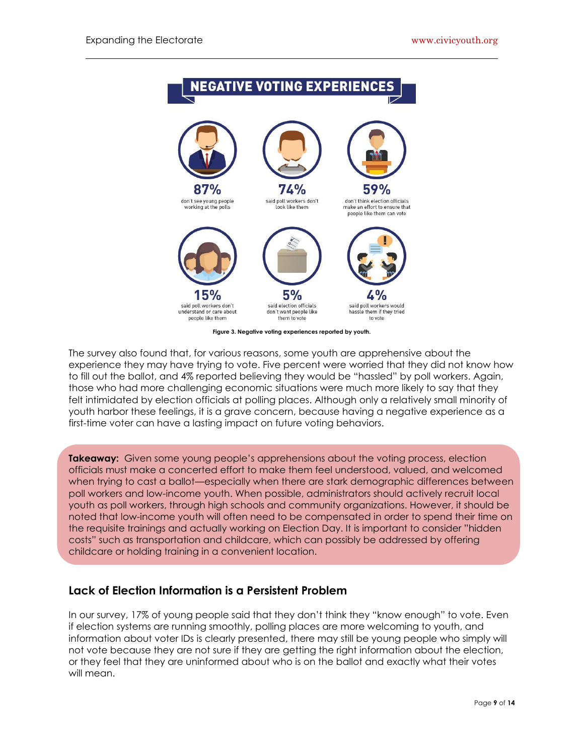## NEGATIVE VOTING EXPERIENCES

**87%** don't see young people working at the polls

**74%** said poll workers don't look like them

**59%** don't think election officials make an effort to ensure that people like them can vote

**15%** said poll workers don't understand or care about people like them

**5%** said election officials don't want people like them to vote

**4%** said poll workers would hassle them if they tried to vote

**Figure 3. Negative voting experiences reported by youth.**

The survey also found that, for various reasons, some youth are apprehensive about the experience they may have trying to vote. Five percent were worried that they did not know how to fill out the ballot, and 4% reported believing they would be "hassled" by poll workers. Again, those who had more challenging economic situations were much more likely to say that they felt intimidated by election officials at polling places. Although only a relatively small minority of youth harbor these feelings, it is a grave concern, because having a negative experience as a first-time voter can have a lasting impact on future voting behaviors.

**Takeaway:** Given some young people's apprehensions about the voting process, election officials must make a concerted effort to make them feel understood, valued, and welcomed when trying to cast a ballot—especially when there are stark demographic differences between poll workers and low-income youth. When possible, administrators should actively recruit local youth as poll workers, through high schools and community organizations. However, it should be noted that low-income youth will often need to be compensated in order to spend their time on the requisite trainings and actually working on Election Day. It is important to consider "hidden costs" such as transportation and childcare, which can possibly be addressed by offering childcare or holding training in a convenient location.

### Lack of Election Information is a Persistent Problem

In our survey, 17% of young people said that they don't think they "know enough" to vote. Even if election systems are running smoothly, polling places are more welcoming to youth, and information about voter IDs is clearly presented, there may still be young people who simply will not vote because they are not sure if they are getting the right information about the election, or they feel that they are uninformed about who is on the ballot and exactly what their votes will mean.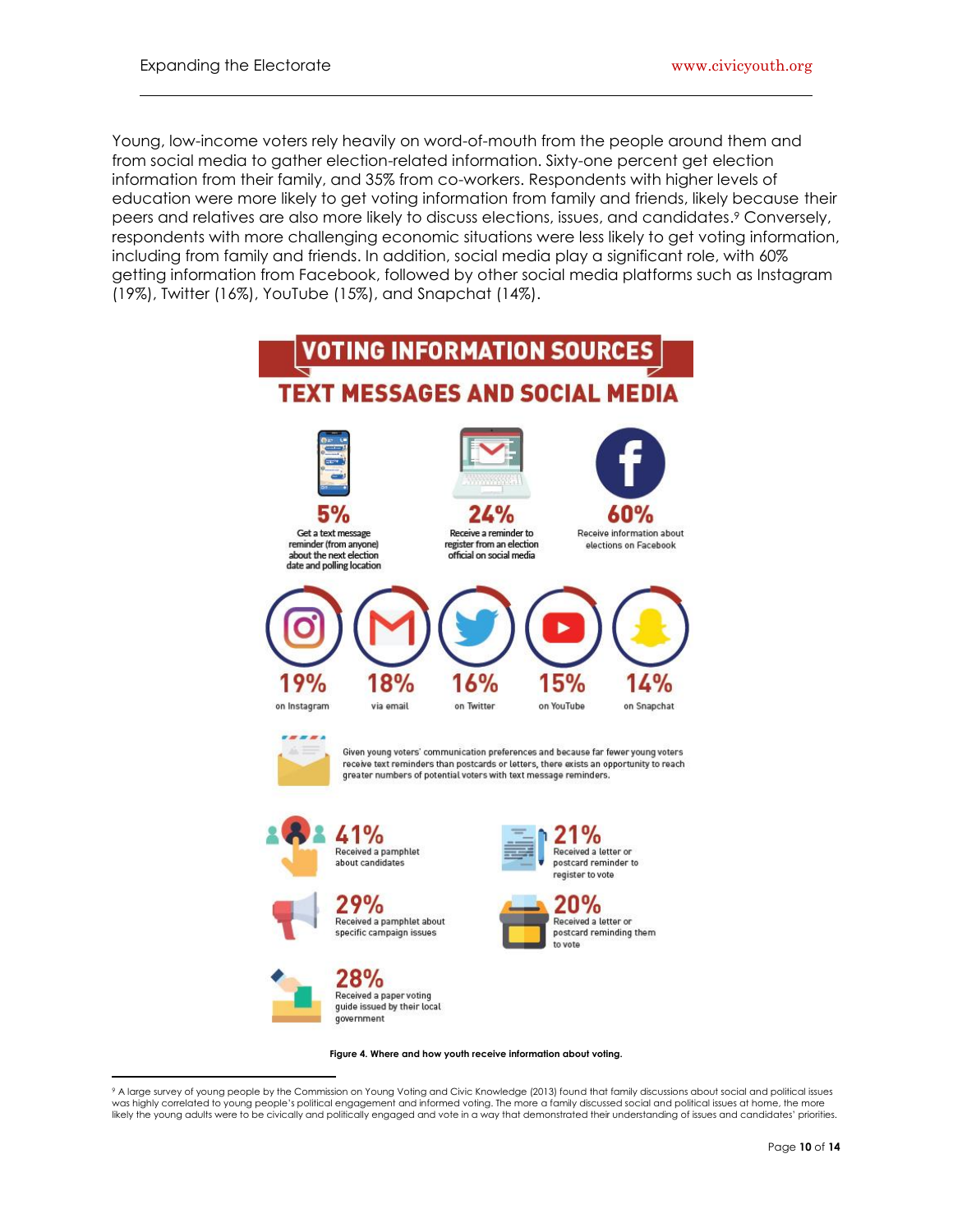Young, low-income voters rely heavily on word-of-mouth from the people around them and from social media to gather election-related information. Sixty-one percent get election information from their family, and 35% from co-workers. Respondents with higher levels of education were more likely to get voting information from family and friends, likely because their peers and relatives are also more likely to discuss elections, issues, and candidates.[9] Conversely, respondents with more challenging economic situations were less likely to get voting information, including from family and friends. In addition, social media play a significant role, with 60% getting information from Facebook, followed by other social media platforms such as Instagram (19%), Twitter (16%), YouTube (15%), and Snapchat (14%).

# VOTING INFORMATION SOURCES

## TEXT MESSAGES AND SOCIAL MEDIA

**5%** Get a text message reminder (from anyone) about the next election date and polling location

**24%** Receive a reminder to register from an election official on social media

**60%** Receive information about elections on Facebook

**19%** on Instagram

**18%** via email

**16%** on Twitter

**15%** on YouTube

**14%** on Snapchat

Given young voters' communication preferences and because far fewer young voters receive text reminders than postcards or letters, there exists an opportunity to reach greater numbers of potential voters with text message reminders.

**41%** Received a pamphlet about candidates

**21%** Received a letter or postcard reminder to register to vote

**29%** Received a pamphlet about specific campaign issues

**20%** Received a letter or postcard reminding them to vote

**28%** Received a paper voting guide issued by their local government

**Figure 4. Where and how youth receive information about voting.**

[9] A large survey of young people by the Commission on Young Voting and Civic Knowledge (2013) found that family discussions about social and political issues was highly correlated to young people's political engagement and informed voting. The more a family discussed social and political issues at home, the more likely the young adults were to be civically and politically engaged and vote in a way that demonstrated their understanding of issues and candidates' priorities.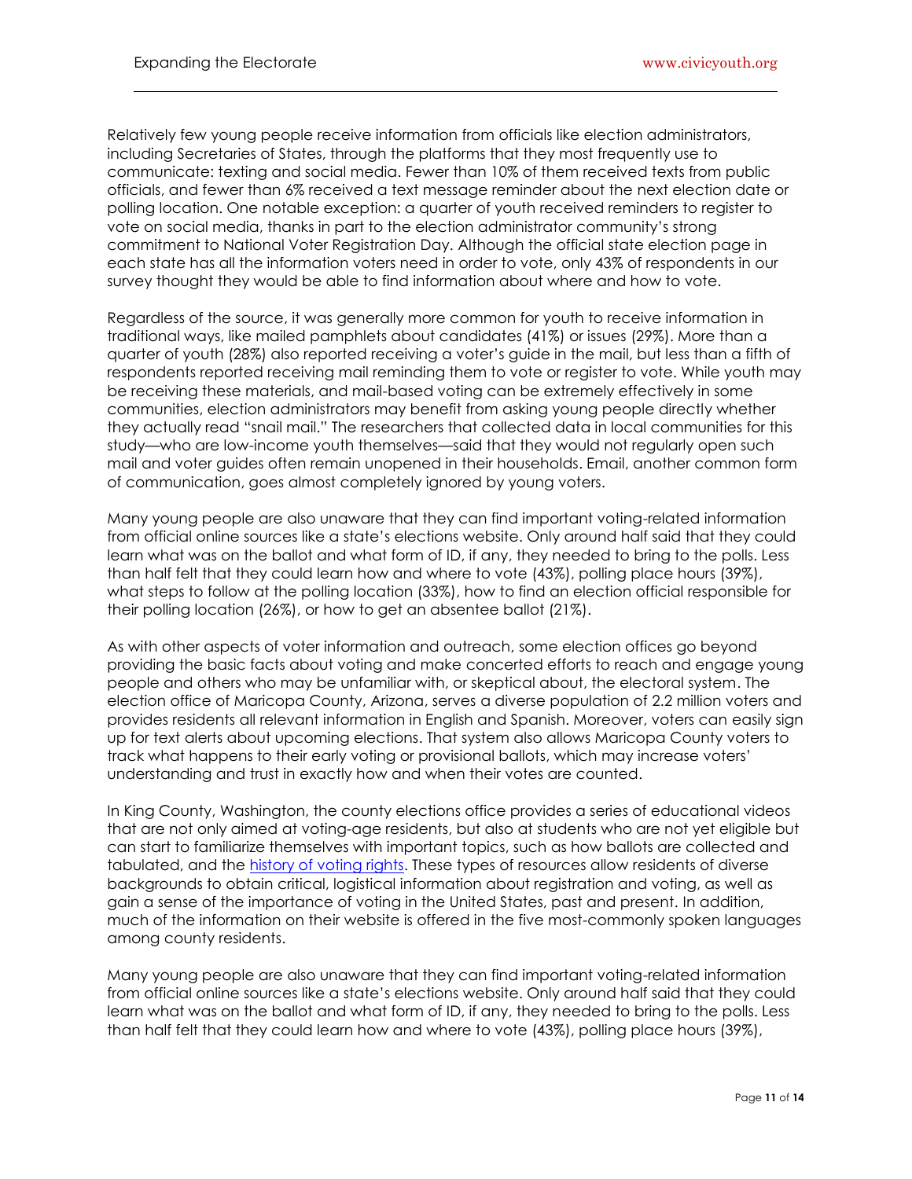Relatively few young people receive information from officials like election administrators, including Secretaries of States, through the platforms that they most frequently use to communicate: texting and social media. Fewer than 10% of them received texts from public officials, and fewer than 6% received a text message reminder about the next election date or polling location. One notable exception: a quarter of youth received reminders to register to vote on social media, thanks in part to the election administrator community's strong commitment to National Voter Registration Day. Although the official state election page in each state has all the information voters need in order to vote, only 43% of respondents in our survey thought they would be able to find information about where and how to vote.

Regardless of the source, it was generally more common for youth to receive information in traditional ways, like mailed pamphlets about candidates (41%) or issues (29%). More than a quarter of youth (28%) also reported receiving a voter's guide in the mail, but less than a fifth of respondents reported receiving mail reminding them to vote or register to vote. While youth may be receiving these materials, and mail-based voting can be extremely effectively in some communities, election administrators may benefit from asking young people directly whether they actually read "snail mail." The researchers that collected data in local communities for this study—who are low-income youth themselves—said that they would not regularly open such mail and voter guides often remain unopened in their households. Email, another common form of communication, goes almost completely ignored by young voters.

Many young people are also unaware that they can find important voting-related information from official online sources like a state's elections website. Only around half said that they could learn what was on the ballot and what form of ID, if any, they needed to bring to the polls. Less than half felt that they could learn how and where to vote (43%), polling place hours (39%), what steps to follow at the polling location (33%), how to find an election official responsible for their polling location (26%), or how to get an absentee ballot (21%).

As with other aspects of voter information and outreach, some election offices go beyond providing the basic facts about voting and make concerted efforts to reach and engage young people and others who may be unfamiliar with, or skeptical about, the electoral system. The election office of Maricopa County, Arizona, serves a diverse population of 2.2 million voters and provides residents all relevant information in English and Spanish. Moreover, voters can easily sign up for text alerts about upcoming elections. That system also allows Maricopa County voters to track what happens to their early voting or provisional ballots, which may increase voters' understanding and trust in exactly how and when their votes are counted.

In King County, Washington, the county elections office provides a series of educational videos that are not only aimed at voting-age residents, but also at students who are not yet eligible but can start to familiarize themselves with important topics, such as how ballots are collected and tabulated, and the history of voting rights. These types of resources allow residents of diverse backgrounds to obtain critical, logistical information about registration and voting, as well as gain a sense of the importance of voting in the United States, past and present. In addition, much of the information on their website is offered in the five most-commonly spoken languages among county residents.

Many young people are also unaware that they can find important voting-related information from official online sources like a state's elections website. Only around half said that they could learn what was on the ballot and what form of ID, if any, they needed to bring to the polls. Less than half felt that they could learn how and where to vote (43%), polling place hours (39%),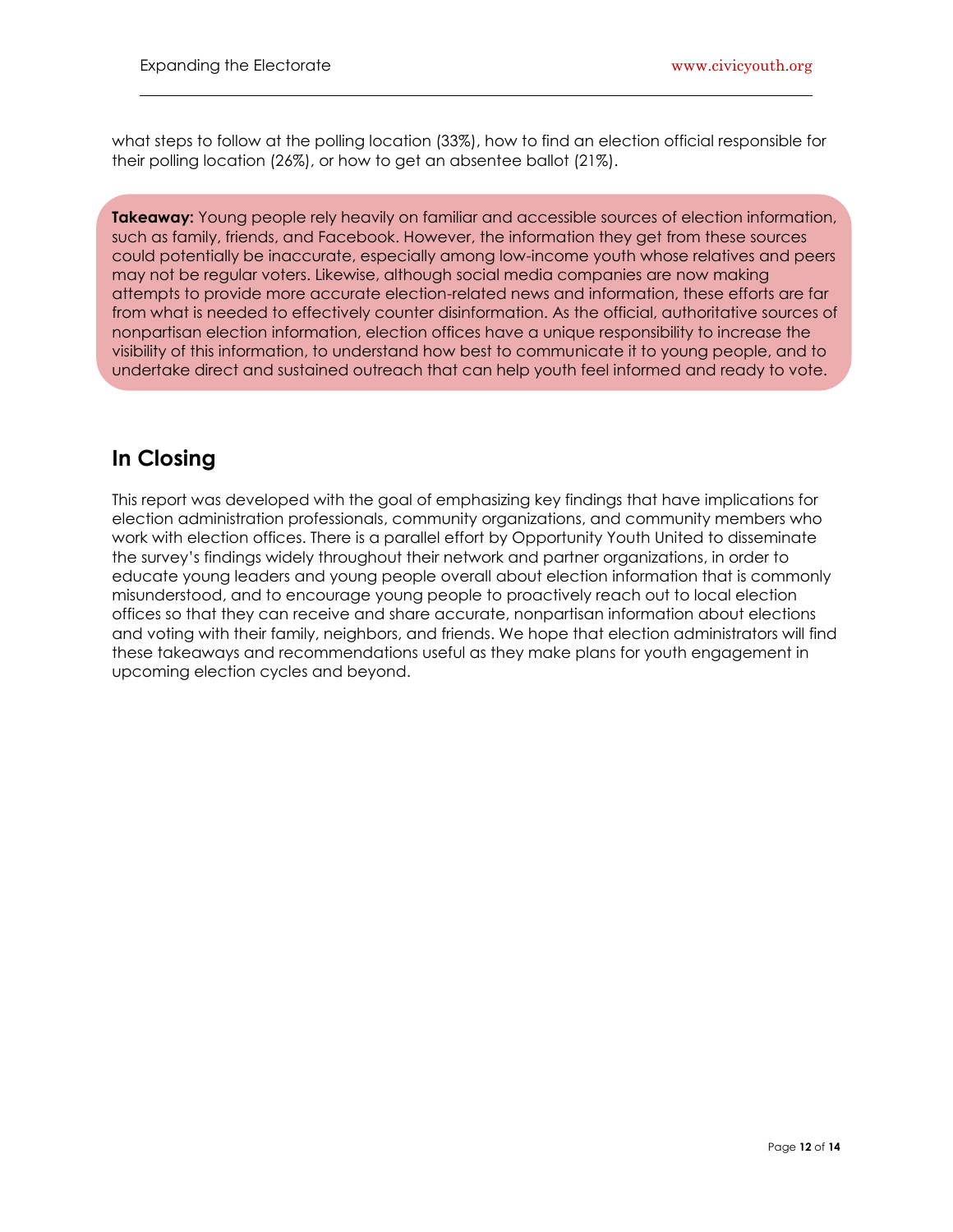what steps to follow at the polling location (33%), how to find an election official responsible for their polling location (26%), or how to get an absentee ballot (21%).

**Takeaway:** Young people rely heavily on familiar and accessible sources of election information, such as family, friends, and Facebook. However, the information they get from these sources could potentially be inaccurate, especially among low-income youth whose relatives and peers may not be regular voters. Likewise, although social media companies are now making attempts to provide more accurate election-related news and information, these efforts are far from what is needed to effectively counter disinformation. As the official, authoritative sources of nonpartisan election information, election offices have a unique responsibility to increase the visibility of this information, to understand how best to communicate it to young people, and to undertake direct and sustained outreach that can help youth feel informed and ready to vote.

## In Closing

This report was developed with the goal of emphasizing key findings that have implications for election administration professionals, community organizations, and community members who work with election offices. There is a parallel effort by Opportunity Youth United to disseminate the survey's findings widely throughout their network and partner organizations, in order to educate young leaders and young people overall about election information that is commonly misunderstood, and to encourage young people to proactively reach out to local election offices so that they can receive and share accurate, nonpartisan information about elections and voting with their family, neighbors, and friends. We hope that election administrators will find these takeaways and recommendations useful as they make plans for youth engagement in upcoming election cycles and beyond.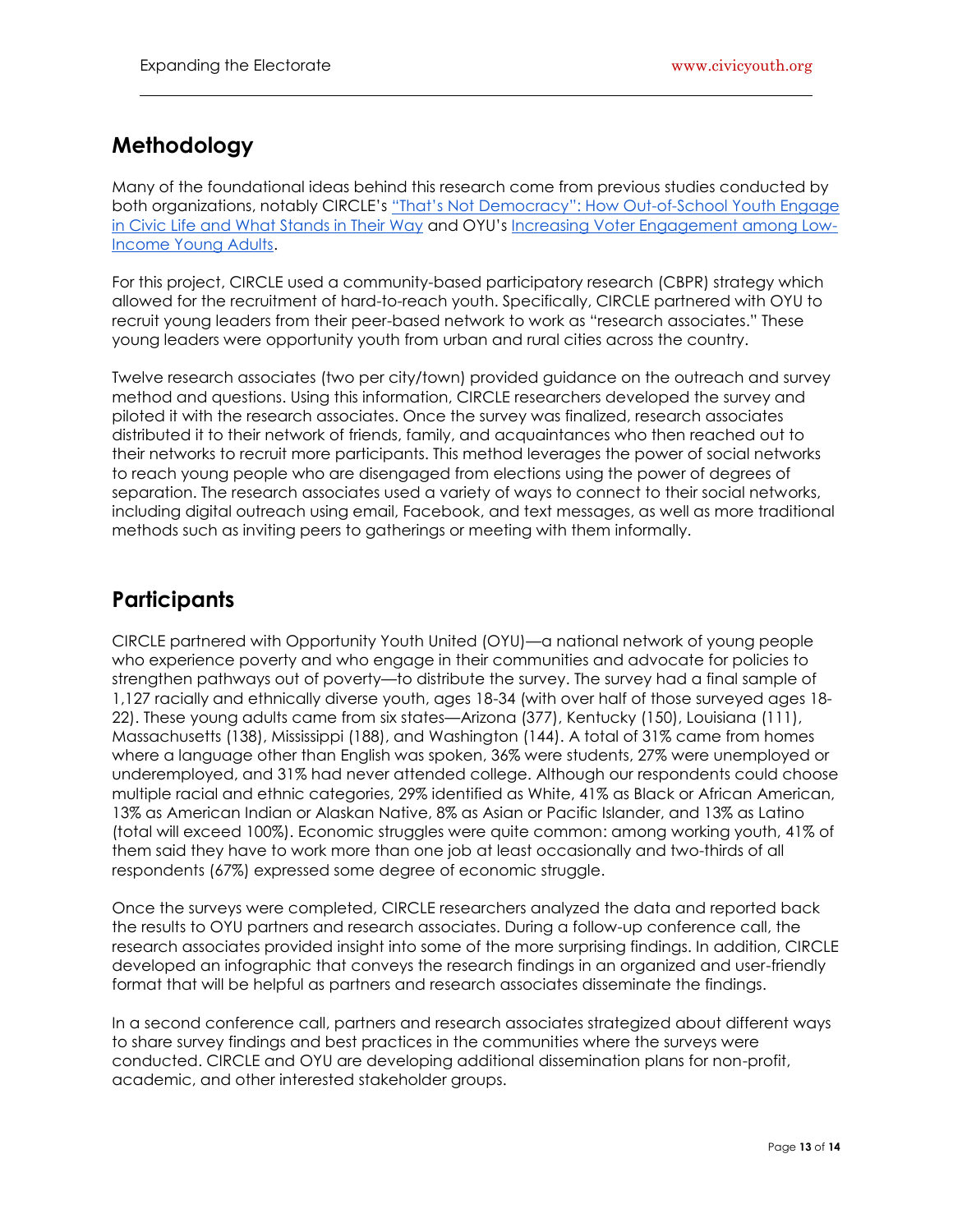## Methodology

Many of the foundational ideas behind this research come from previous studies conducted by both organizations, notably CIRCLE's "That's Not Democracy": How Out-of-School Youth Engage in Civic Life and What Stands in Their Way and OYU's Increasing Voter Engagement among Low-Income Young Adults.

For this project, CIRCLE used a community-based participatory research (CBPR) strategy which allowed for the recruitment of hard-to-reach youth. Specifically, CIRCLE partnered with OYU to recruit young leaders from their peer-based network to work as "research associates." These young leaders were opportunity youth from urban and rural cities across the country.

Twelve research associates (two per city/town) provided guidance on the outreach and survey method and questions. Using this information, CIRCLE researchers developed the survey and piloted it with the research associates. Once the survey was finalized, research associates distributed it to their network of friends, family, and acquaintances who then reached out to their networks to recruit more participants. This method leverages the power of social networks to reach young people who are disengaged from elections using the power of degrees of separation. The research associates used a variety of ways to connect to their social networks, including digital outreach using email, Facebook, and text messages, as well as more traditional methods such as inviting peers to gatherings or meeting with them informally.

## Participants

CIRCLE partnered with Opportunity Youth United (OYU)—a national network of young people who experience poverty and who engage in their communities and advocate for policies to strengthen pathways out of poverty—to distribute the survey. The survey had a final sample of 1,127 racially and ethnically diverse youth, ages 18-34 (with over half of those surveyed ages 18-22). These young adults came from six states—Arizona (377), Kentucky (150), Louisiana (111), Massachusetts (138), Mississippi (188), and Washington (144). A total of 31% came from homes where a language other than English was spoken, 36% were students, 27% were unemployed or underemployed, and 31% had never attended college. Although our respondents could choose multiple racial and ethnic categories, 29% identified as White, 41% as Black or African American, 13% as American Indian or Alaskan Native, 8% as Asian or Pacific Islander, and 13% as Latino (total will exceed 100%). Economic struggles were quite common: among working youth, 41% of them said they have to work more than one job at least occasionally and two-thirds of all respondents (67%) expressed some degree of economic struggle.

Once the surveys were completed, CIRCLE researchers analyzed the data and reported back the results to OYU partners and research associates. During a follow-up conference call, the research associates provided insight into some of the more surprising findings. In addition, CIRCLE developed an infographic that conveys the research findings in an organized and user-friendly format that will be helpful as partners and research associates disseminate the findings.

In a second conference call, partners and research associates strategized about different ways to share survey findings and best practices in the communities where the surveys were conducted. CIRCLE and OYU are developing additional dissemination plans for non-profit, academic, and other interested stakeholder groups.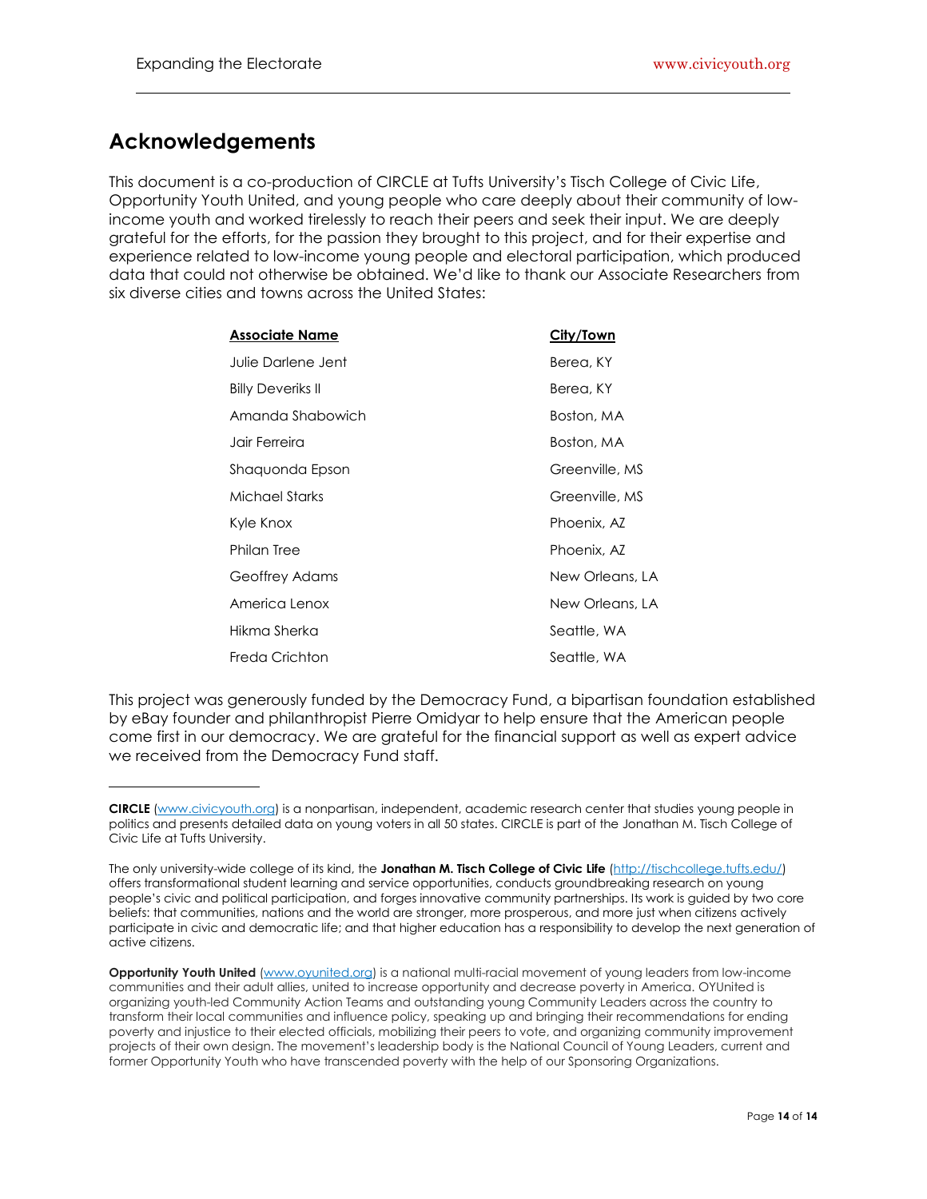## Acknowledgements

This document is a co-production of CIRCLE at Tufts University's Tisch College of Civic Life, Opportunity Youth United, and young people who care deeply about their community of low-income youth and worked tirelessly to reach their peers and seek their input. We are deeply grateful for the efforts, for the passion they brought to this project, and for their expertise and experience related to low-income young people and electoral participation, which produced data that could not otherwise be obtained. We'd like to thank our Associate Researchers from six diverse cities and towns across the United States:

| Associate Name | City/Town |
|---|---|
| Julie Darlene Jent | Berea, KY |
| Billy Deveriks II | Berea, KY |
| Amanda Shabowich | Boston, MA |
| Jair Ferreira | Boston, MA |
| Shaquonda Epson | Greenville, MS |
| Michael Starks | Greenville, MS |
| Kyle Knox | Phoenix, AZ |
| Philan Tree | Phoenix, AZ |
| Geoffrey Adams | New Orleans, LA |
| America Lenox | New Orleans, LA |
| Hikma Sherka | Seattle, WA |
| Freda Crichton | Seattle, WA |

This project was generously funded by the Democracy Fund, a bipartisan foundation established by eBay founder and philanthropist Pierre Omidyar to help ensure that the American people come first in our democracy. We are grateful for the financial support as well as expert advice we received from the Democracy Fund staff.

---

**CIRCLE** (www.civicyouth.org) is a nonpartisan, independent, academic research center that studies young people in politics and presents detailed data on young voters in all 50 states. CIRCLE is part of the Jonathan M. Tisch College of Civic Life at Tufts University.

The only university-wide college of its kind, the **Jonathan M. Tisch College of Civic Life** (http://tischcollege.tufts.edu/) offers transformational student learning and service opportunities, conducts groundbreaking research on young people's civic and political participation, and forges innovative community partnerships. Its work is guided by two core beliefs: that communities, nations and the world are stronger, more prosperous, and more just when citizens actively participate in civic and democratic life; and that higher education has a responsibility to develop the next generation of active citizens.

**Opportunity Youth United** (www.oyunited.org) is a national multi-racial movement of young leaders from low-income communities and their adult allies, united to increase opportunity and decrease poverty in America. OYUnited is organizing youth-led Community Action Teams and outstanding young Community Leaders across the country to transform their local communities and influence policy, speaking up and bringing their recommendations for ending poverty and injustice to their elected officials, mobilizing their peers to vote, and organizing community improvement projects of their own design. The movement's leadership body is the National Council of Young Leaders, current and former Opportunity Youth who have transcended poverty with the help of our Sponsoring Organizations.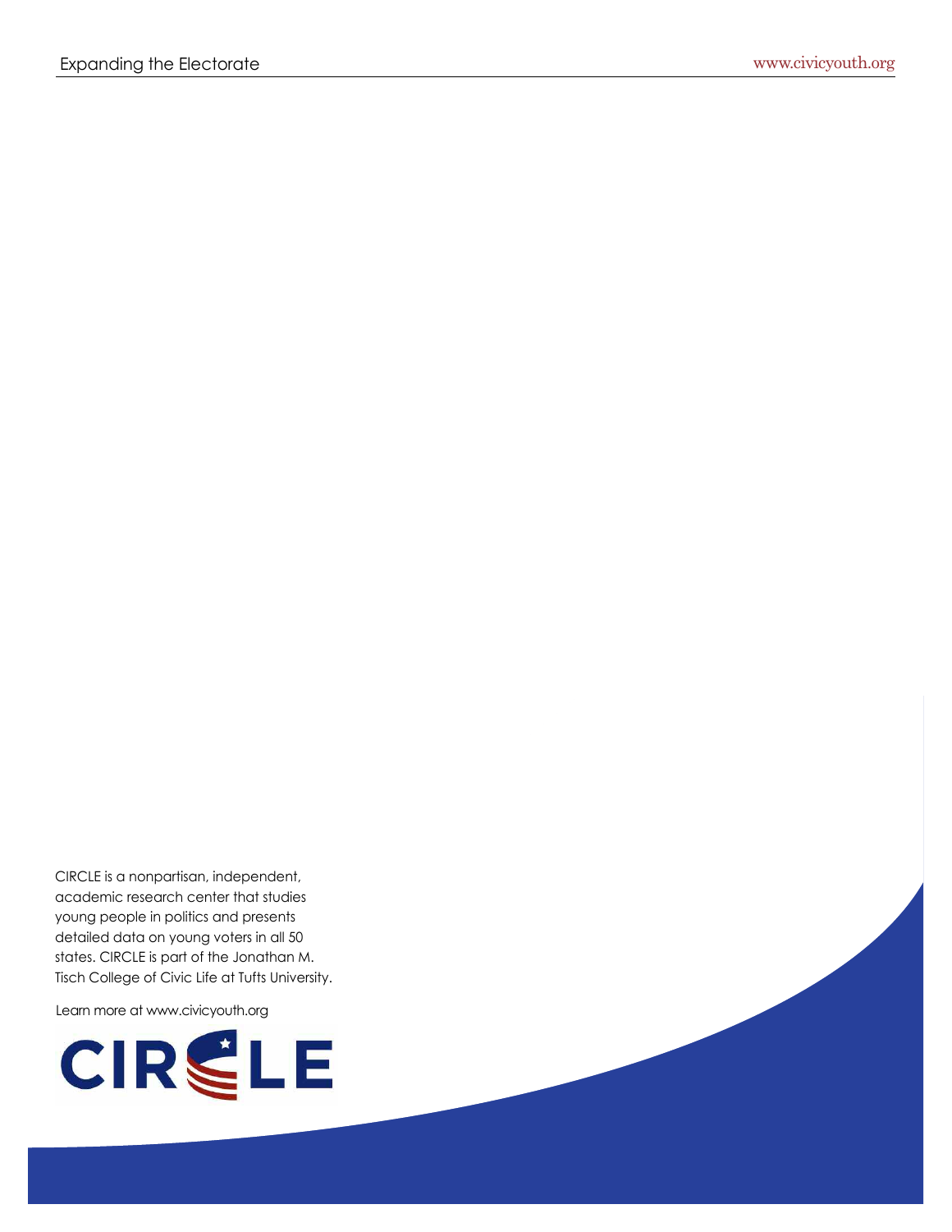CIRCLE is a nonpartisan, independent, academic research center that studies young people in politics and presents detailed data on young voters in all 50 states. CIRCLE is part of the Jonathan M. Tisch College of Civic Life at Tufts University.

Learn more at www.civicyouth.org

CIRCLE